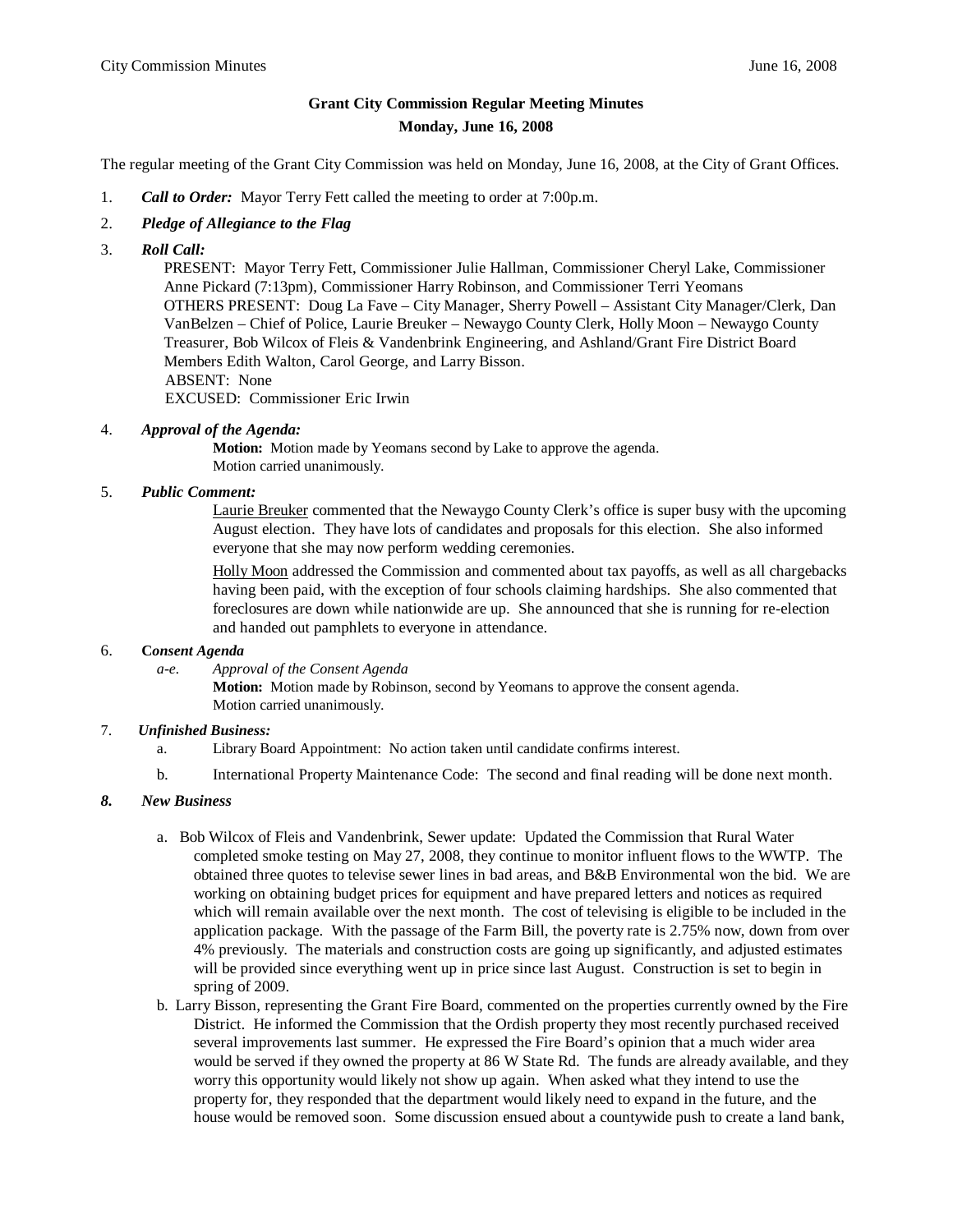# Grant City Commission Regular Meeting Minutes

## Monday, June 16, 2008

The regular meeting of the Grant City Commission was held on Monday, June 16, 2008, at the City of Grant Offices.

1. ***Call to Order:*** Mayor Terry Fett called the meeting to order at 7:00p.m.

2. ***Pledge of Allegiance to the Flag***

3. ***Roll Call:***

   PRESENT: Mayor Terry Fett, Commissioner Julie Hallman, Commissioner Cheryl Lake, Commissioner Anne Pickard (7:13pm), Commissioner Harry Robinson, and Commissioner Terri Yeomans
   OTHERS PRESENT: Doug La Fave – City Manager, Sherry Powell – Assistant City Manager/Clerk, Dan VanBelzen – Chief of Police, Laurie Breuker – Newaygo County Clerk, Holly Moon – Newaygo County Treasurer, Bob Wilcox of Fleis & Vandenbrink Engineering, and Ashland/Grant Fire District Board Members Edith Walton, Carol George, and Larry Bisson.
   ABSENT: None
   EXCUSED: Commissioner Eric Irwin

4. ***Approval of the Agenda:***

   **Motion:** Motion made by Yeomans second by Lake to approve the agenda.
   Motion carried unanimously.

5. ***Public Comment:***

   Laurie Breuker commented that the Newaygo County Clerk's office is super busy with the upcoming August election. They have lots of candidates and proposals for this election. She also informed everyone that she may now perform wedding ceremonies.

   Holly Moon addressed the Commission and commented about tax payoffs, as well as all chargebacks having been paid, with the exception of four schools claiming hardships. She also commented that foreclosures are down while nationwide are up. She announced that she is running for re-election and handed out pamphlets to everyone in attendance.

6. **C*onsent Agenda***

   *a-e. Approval of the Consent Agenda*
   **Motion:** Motion made by Robinson, second by Yeomans to approve the consent agenda.
   Motion carried unanimously.

7. ***Unfinished Business:***

   a. Library Board Appointment: No action taken until candidate confirms interest.

   b. International Property Maintenance Code: The second and final reading will be done next month.

8. ***New Business***

   a. Bob Wilcox of Fleis and Vandenbrink, Sewer update: Updated the Commission that Rural Water completed smoke testing on May 27, 2008, they continue to monitor influent flows to the WWTP. The obtained three quotes to televise sewer lines in bad areas, and B&B Environmental won the bid. We are working on obtaining budget prices for equipment and have prepared letters and notices as required which will remain available over the next month. The cost of televising is eligible to be included in the application package. With the passage of the Farm Bill, the poverty rate is 2.75% now, down from over 4% previously. The materials and construction costs are going up significantly, and adjusted estimates will be provided since everything went up in price since last August. Construction is set to begin in spring of 2009.

   b. Larry Bisson, representing the Grant Fire Board, commented on the properties currently owned by the Fire District. He informed the Commission that the Ordish property they most recently purchased received several improvements last summer. He expressed the Fire Board's opinion that a much wider area would be served if they owned the property at 86 W State Rd. The funds are already available, and they worry this opportunity would likely not show up again. When asked what they intend to use the property for, they responded that the department would likely need to expand in the future, and the house would be removed soon. Some discussion ensued about a countywide push to create a land bank,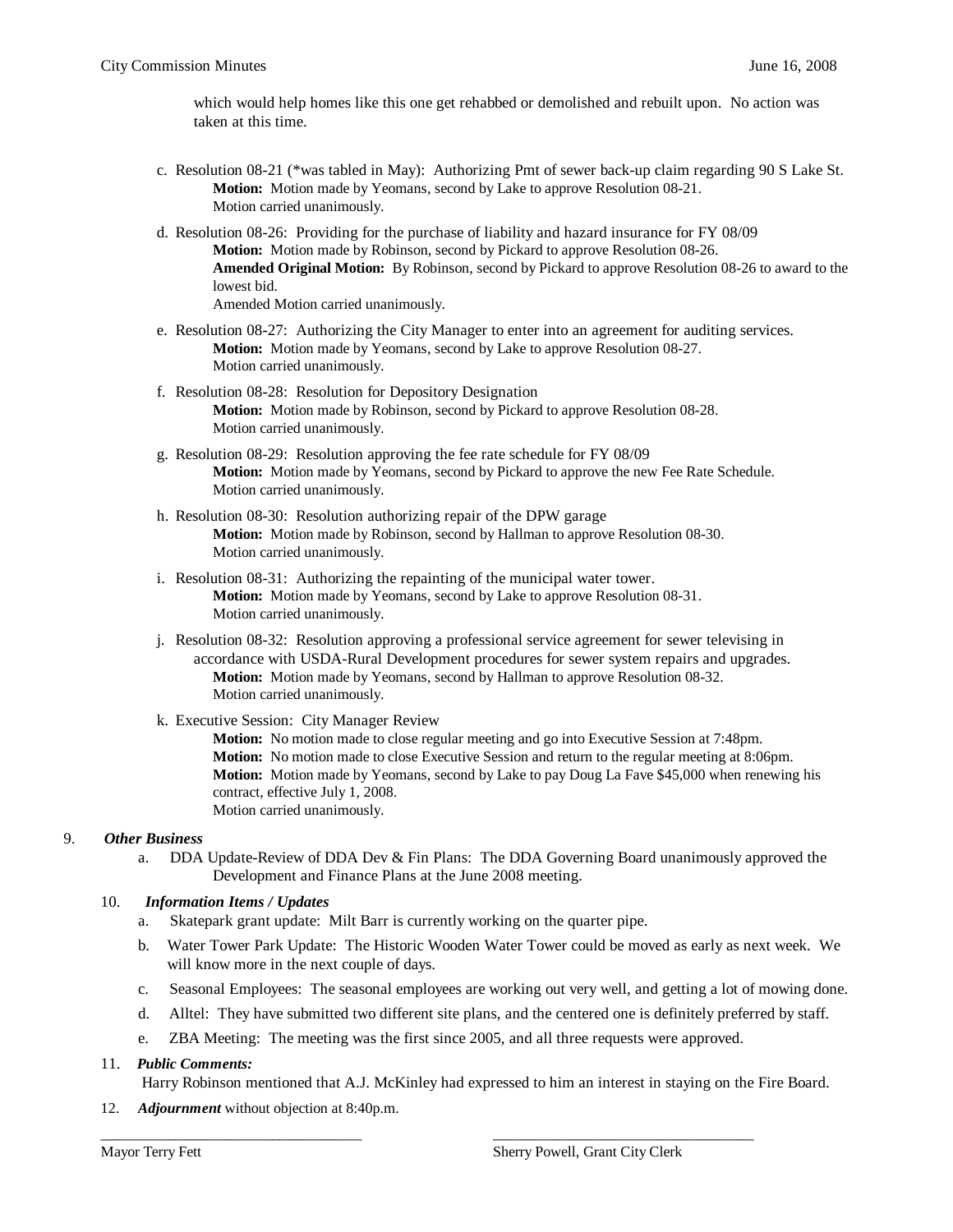which would help homes like this one get rehabbed or demolished and rebuilt upon. No action was taken at this time.

c. Resolution 08-21 (*was tabled in May): Authorizing Pmt of sewer back-up claim regarding 90 S Lake St.
   **Motion:** Motion made by Yeomans, second by Lake to approve Resolution 08-21.
   Motion carried unanimously.

d. Resolution 08-26: Providing for the purchase of liability and hazard insurance for FY 08/09
   **Motion:** Motion made by Robinson, second by Pickard to approve Resolution 08-26.
   **Amended Original Motion:** By Robinson, second by Pickard to approve Resolution 08-26 to award to the lowest bid.
   Amended Motion carried unanimously.

e. Resolution 08-27: Authorizing the City Manager to enter into an agreement for auditing services.
   **Motion:** Motion made by Yeomans, second by Lake to approve Resolution 08-27.
   Motion carried unanimously.

f. Resolution 08-28: Resolution for Depository Designation
   **Motion:** Motion made by Robinson, second by Pickard to approve Resolution 08-28.
   Motion carried unanimously.

g. Resolution 08-29: Resolution approving the fee rate schedule for FY 08/09
   **Motion:** Motion made by Yeomans, second by Pickard to approve the new Fee Rate Schedule.
   Motion carried unanimously.

h. Resolution 08-30: Resolution authorizing repair of the DPW garage
   **Motion:** Motion made by Robinson, second by Hallman to approve Resolution 08-30.
   Motion carried unanimously.

i. Resolution 08-31: Authorizing the repainting of the municipal water tower.
   **Motion:** Motion made by Yeomans, second by Lake to approve Resolution 08-31.
   Motion carried unanimously.

j. Resolution 08-32: Resolution approving a professional service agreement for sewer televising in accordance with USDA-Rural Development procedures for sewer system repairs and upgrades.
   **Motion:** Motion made by Yeomans, second by Hallman to approve Resolution 08-32.
   Motion carried unanimously.

k. Executive Session: City Manager Review
   **Motion:** No motion made to close regular meeting and go into Executive Session at 7:48pm.
   **Motion:** No motion made to close Executive Session and return to the regular meeting at 8:06pm.
   **Motion:** Motion made by Yeomans, second by Lake to pay Doug La Fave $45,000 when renewing his contract, effective July 1, 2008.
   Motion carried unanimously.

9. ***Other Business***
   a. DDA Update-Review of DDA Dev & Fin Plans: The DDA Governing Board unanimously approved the Development and Finance Plans at the June 2008 meeting.

10. ***Information Items / Updates***
   a. Skatepark grant update: Milt Barr is currently working on the quarter pipe.
   b. Water Tower Park Update: The Historic Wooden Water Tower could be moved as early as next week. We will know more in the next couple of days.
   c. Seasonal Employees: The seasonal employees are working out very well, and getting a lot of mowing done.
   d. Alltel: They have submitted two different site plans, and the centered one is definitely preferred by staff.
   e. ZBA Meeting: The meeting was the first since 2005, and all three requests were approved.

11. ***Public Comments:***
   Harry Robinson mentioned that A.J. McKinley had expressed to him an interest in staying on the Fire Board.

12. ***Adjournment*** without objection at 8:40p.m.

___________________________________  ___________________________________
Mayor Terry Fett  Sherry Powell, Grant City Clerk